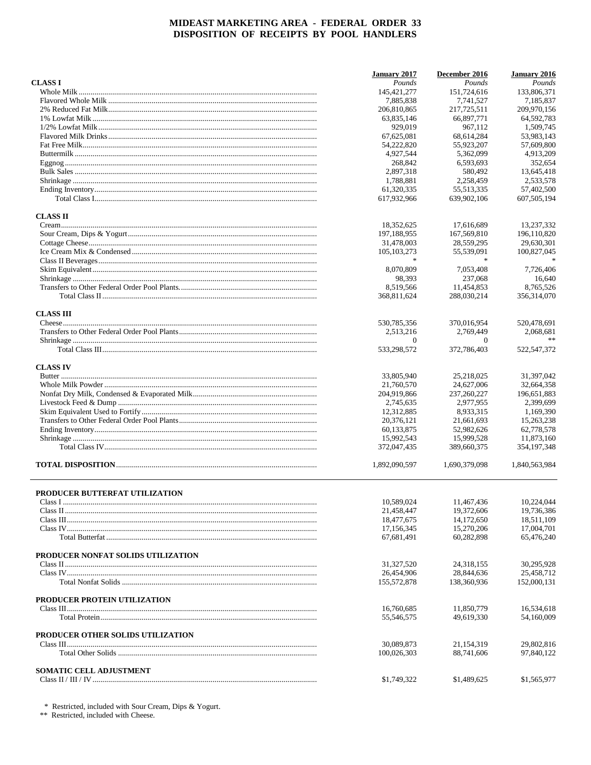# MIDEAST MARKETING AREA - FEDERAL ORDER 33
# DISPOSITION OF RECEIPTS BY POOL HANDLERS

| | January 2017 | December 2016 | January 2016 |
|---|---|---|---|
| **CLASS I** | *Pounds* | *Pounds* | *Pounds* |
| Whole Milk | 145,421,277 | 151,724,616 | 133,806,371 |
| Flavored Whole Milk | 7,885,838 | 7,741,527 | 7,185,837 |
| 2% Reduced Fat Milk | 206,810,865 | 217,725,511 | 209,970,156 |
| 1% Lowfat Milk | 63,835,146 | 66,897,771 | 64,592,783 |
| 1/2% Lowfat Milk | 929,019 | 967,112 | 1,509,745 |
| Flavored Milk Drinks | 67,625,081 | 68,614,284 | 53,983,143 |
| Fat Free Milk | 54,222,820 | 55,923,207 | 57,609,800 |
| Buttermilk | 4,927,544 | 5,362,099 | 4,913,209 |
| Eggnog | 268,842 | 6,593,693 | 352,654 |
| Bulk Sales | 2,897,318 | 580,492 | 13,645,418 |
| Shrinkage | 1,788,881 | 2,258,459 | 2,533,578 |
| Ending Inventory | 61,320,335 | 55,513,335 | 57,402,500 |
| Total Class I | 617,932,966 | 639,902,106 | 607,505,194 |
| **CLASS II** | | | |
| Cream | 18,352,625 | 17,616,689 | 13,237,332 |
| Sour Cream, Dips & Yogurt | 197,188,955 | 167,569,810 | 196,110,820 |
| Cottage Cheese | 31,478,003 | 28,559,295 | 29,630,301 |
| Ice Cream Mix & Condensed | 105,103,273 | 55,539,091 | 100,827,045 |
| Class II Beverages | * | * | * |
| Skim Equivalent | 8,070,809 | 7,053,408 | 7,726,406 |
| Shrinkage | 98,393 | 237,068 | 16,640 |
| Transfers to Other Federal Order Pool Plants | 8,519,566 | 11,454,853 | 8,765,526 |
| Total Class II | 368,811,624 | 288,030,214 | 356,314,070 |
| **CLASS III** | | | |
| Cheese | 530,785,356 | 370,016,954 | 520,478,691 |
| Transfers to Other Federal Order Pool Plants | 2,513,216 | 2,769,449 | 2,068,681 |
| Shrinkage | 0 | 0 | ** |
| Total Class III | 533,298,572 | 372,786,403 | 522,547,372 |
| **CLASS IV** | | | |
| Butter | 33,805,940 | 25,218,025 | 31,397,042 |
| Whole Milk Powder | 21,760,570 | 24,627,006 | 32,664,358 |
| Nonfat Dry Milk, Condensed & Evaporated Milk | 204,919,866 | 237,260,227 | 196,651,883 |
| Livestock Feed & Dump | 2,745,635 | 2,977,955 | 2,399,699 |
| Skim Equivalent Used to Fortify | 12,312,885 | 8,933,315 | 1,169,390 |
| Transfers to Other Federal Order Pool Plants | 20,376,121 | 21,661,693 | 15,263,238 |
| Ending Inventory | 60,133,875 | 52,982,626 | 62,778,578 |
| Shrinkage | 15,992,543 | 15,999,528 | 11,873,160 |
| Total Class IV | 372,047,435 | 389,660,375 | 354,197,348 |
| **TOTAL DISPOSITION** | 1,892,090,597 | 1,690,379,098 | 1,840,563,984 |

| | January 2017 | December 2016 | January 2016 |
|---|---|---|---|
| **PRODUCER BUTTERFAT UTILIZATION** | | | |
| Class I | 10,589,024 | 11,467,436 | 10,224,044 |
| Class II | 21,458,447 | 19,372,606 | 19,736,386 |
| Class III | 18,477,675 | 14,172,650 | 18,511,109 |
| Class IV | 17,156,345 | 15,270,206 | 17,004,701 |
| Total Butterfat | 67,681,491 | 60,282,898 | 65,476,240 |
| **PRODUCER NONFAT SOLIDS UTILIZATION** | | | |
| Class II | 31,327,520 | 24,318,155 | 30,295,928 |
| Class IV | 26,454,906 | 28,844,636 | 25,458,712 |
| Total Nonfat Solids | 155,572,878 | 138,360,936 | 152,000,131 |
| **PRODUCER PROTEIN UTILIZATION** | | | |
| Class III | 16,760,685 | 11,850,779 | 16,534,618 |
| Total Protein | 55,546,575 | 49,619,330 | 54,160,009 |
| **PRODUCER OTHER SOLIDS UTILIZATION** | | | |
| Class III | 30,089,873 | 21,154,319 | 29,802,816 |
| Total Other Solids | 100,026,303 | 88,741,606 | 97,840,122 |
| **SOMATIC CELL ADJUSTMENT** | | | |
| Class II / III / IV | $1,749,322 | $1,489,625 | $1,565,977 |

\* Restricted, included with Sour Cream, Dips & Yogurt.
** Restricted, included with Cheese.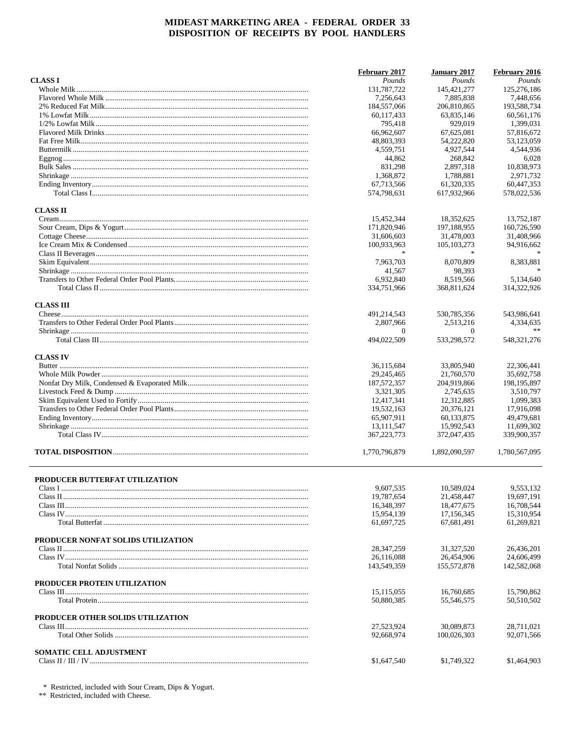# MIDEAST MARKETING AREA - FEDERAL ORDER 33
# DISPOSITION OF RECEIPTS BY POOL HANDLERS

| | February 2017 | January 2017 | February 2016 |
|---|---|---|---|
| **CLASS I** | *Pounds* | *Pounds* | *Pounds* |
| Whole Milk | 131,787,722 | 145,421,277 | 125,276,186 |
| Flavored Whole Milk | 7,256,643 | 7,885,838 | 7,448,656 |
| 2% Reduced Fat Milk | 184,557,066 | 206,810,865 | 193,588,734 |
| 1% Lowfat Milk | 60,117,433 | 63,835,146 | 60,561,176 |
| 1/2% Lowfat Milk | 795,418 | 929,019 | 1,399,031 |
| Flavored Milk Drinks | 66,962,607 | 67,625,081 | 57,816,672 |
| Fat Free Milk | 48,803,393 | 54,222,820 | 53,123,059 |
| Buttermilk | 4,559,751 | 4,927,544 | 4,544,936 |
| Eggnog | 44,862 | 268,842 | 6,028 |
| Bulk Sales | 831,298 | 2,897,318 | 10,838,973 |
| Shrinkage | 1,368,872 | 1,788,881 | 2,971,732 |
| Ending Inventory | 67,713,566 | 61,320,335 | 60,447,353 |
| Total Class I | 574,798,631 | 617,932,966 | 578,022,536 |
| **CLASS II** | | | |
| Cream | 15,452,344 | 18,352,625 | 13,752,187 |
| Sour Cream, Dips & Yogurt | 171,820,946 | 197,188,955 | 160,726,590 |
| Cottage Cheese | 31,606,603 | 31,478,003 | 31,408,966 |
| Ice Cream Mix & Condensed | 100,933,963 | 105,103,273 | 94,916,662 |
| Class II Beverages | * | * | * |
| Skim Equivalent | 7,963,703 | 8,070,809 | 8,383,881 |
| Shrinkage | 41,567 | 98,393 | * |
| Transfers to Other Federal Order Pool Plants | 6,932,840 | 8,519,566 | 5,134,640 |
| Total Class II | 334,751,966 | 368,811,624 | 314,322,926 |
| **CLASS III** | | | |
| Cheese | 491,214,543 | 530,785,356 | 543,986,641 |
| Transfers to Other Federal Order Pool Plants | 2,807,966 | 2,513,216 | 4,334,635 |
| Shrinkage | 0 | 0 | ** |
| Total Class III | 494,022,509 | 533,298,572 | 548,321,276 |
| **CLASS IV** | | | |
| Butter | 36,115,684 | 33,805,940 | 22,306,441 |
| Whole Milk Powder | 29,245,465 | 21,760,570 | 35,692,758 |
| Nonfat Dry Milk, Condensed & Evaporated Milk | 187,572,357 | 204,919,866 | 198,195,897 |
| Livestock Feed & Dump | 3,321,305 | 2,745,635 | 3,510,797 |
| Skim Equivalent Used to Fortify | 12,417,341 | 12,312,885 | 1,099,383 |
| Transfers to Other Federal Order Pool Plants | 19,532,163 | 20,376,121 | 17,916,098 |
| Ending Inventory | 65,907,911 | 60,133,875 | 49,479,681 |
| Shrinkage | 13,111,547 | 15,992,543 | 11,699,302 |
| Total Class IV | 367,223,773 | 372,047,435 | 339,900,357 |
| **TOTAL DISPOSITION** | 1,770,796,879 | 1,892,090,597 | 1,780,567,095 |

| | February 2017 | January 2017 | February 2016 |
|---|---|---|---|
| **PRODUCER BUTTERFAT UTILIZATION** | | | |
| Class I | 9,607,535 | 10,589,024 | 9,553,132 |
| Class II | 19,787,654 | 21,458,447 | 19,697,191 |
| Class III | 16,348,397 | 18,477,675 | 16,708,544 |
| Class IV | 15,954,139 | 17,156,345 | 15,310,954 |
| Total Butterfat | 61,697,725 | 67,681,491 | 61,269,821 |
| **PRODUCER NONFAT SOLIDS UTILIZATION** | | | |
| Class II | 28,347,259 | 31,327,520 | 26,436,201 |
| Class IV | 26,116,088 | 26,454,906 | 24,606,499 |
| Total Nonfat Solids | 143,549,359 | 155,572,878 | 142,582,068 |
| **PRODUCER PROTEIN UTILIZATION** | | | |
| Class III | 15,115,055 | 16,760,685 | 15,790,862 |
| Total Protein | 50,880,385 | 55,546,575 | 50,510,502 |
| **PRODUCER OTHER SOLIDS UTILIZATION** | | | |
| Class III | 27,523,924 | 30,089,873 | 28,711,021 |
| Total Other Solids | 92,668,974 | 100,026,303 | 92,071,566 |
| **SOMATIC CELL ADJUSTMENT** | | | |
| Class II / III / IV | $1,647,540 | $1,749,322 | $1,464,903 |

\* Restricted, included with Sour Cream, Dips & Yogurt.
** Restricted, included with Cheese.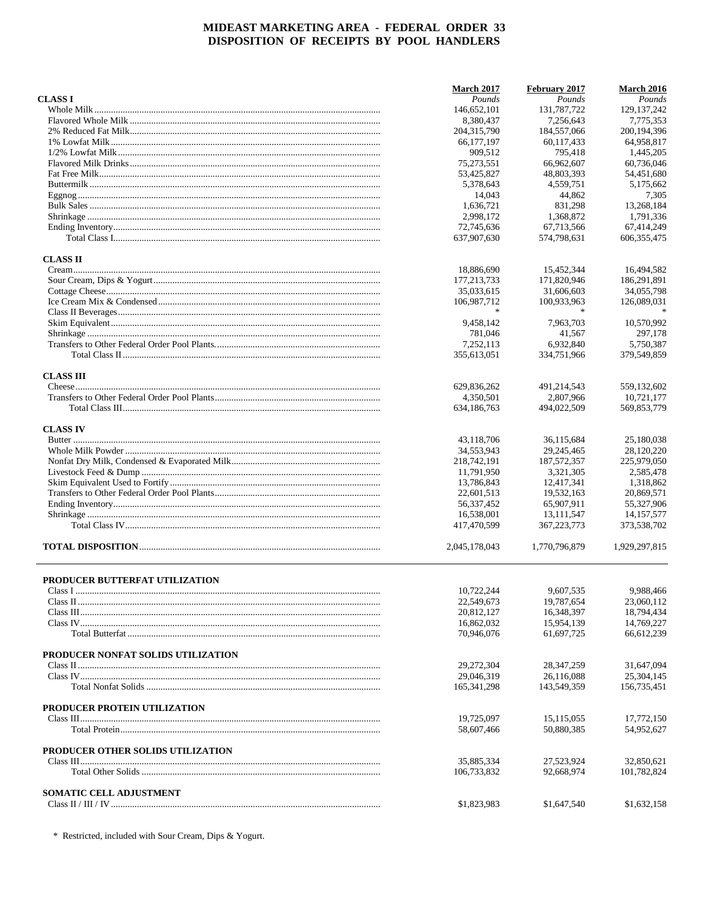# MIDEAST MARKETING AREA - FEDERAL ORDER 33
# DISPOSITION OF RECEIPTS BY POOL HANDLERS

| | March 2017 | February 2017 | March 2016 |
|---|---|---|---|
| **CLASS I** | *Pounds* | *Pounds* | *Pounds* |
| Whole Milk | 146,652,101 | 131,787,722 | 129,137,242 |
| Flavored Whole Milk | 8,380,437 | 7,256,643 | 7,775,353 |
| 2% Reduced Fat Milk | 204,315,790 | 184,557,066 | 200,194,396 |
| 1% Lowfat Milk | 66,177,197 | 60,117,433 | 64,958,817 |
| 1/2% Lowfat Milk | 909,512 | 795,418 | 1,445,205 |
| Flavored Milk Drinks | 75,273,551 | 66,962,607 | 60,736,046 |
| Fat Free Milk | 53,425,827 | 48,803,393 | 54,451,680 |
| Buttermilk | 5,378,643 | 4,559,751 | 5,175,662 |
| Eggnog | 14,043 | 44,862 | 7,305 |
| Bulk Sales | 1,636,721 | 831,298 | 13,268,184 |
| Shrinkage | 2,998,172 | 1,368,872 | 1,791,336 |
| Ending Inventory | 72,745,636 | 67,713,566 | 67,414,249 |
| Total Class I | 637,907,630 | 574,798,631 | 606,355,475 |
| **CLASS II** | | | |
| Cream | 18,886,690 | 15,452,344 | 16,494,582 |
| Sour Cream, Dips & Yogurt | 177,213,733 | 171,820,946 | 186,291,891 |
| Cottage Cheese | 35,033,615 | 31,606,603 | 34,055,798 |
| Ice Cream Mix & Condensed | 106,987,712 | 100,933,963 | 126,089,031 |
| Class II Beverages | * | * | * |
| Skim Equivalent | 9,458,142 | 7,963,703 | 10,570,992 |
| Shrinkage | 781,046 | 41,567 | 297,178 |
| Transfers to Other Federal Order Pool Plants | 7,252,113 | 6,932,840 | 5,750,387 |
| Total Class II | 355,613,051 | 334,751,966 | 379,549,859 |
| **CLASS III** | | | |
| Cheese | 629,836,262 | 491,214,543 | 559,132,602 |
| Transfers to Other Federal Order Pool Plants | 4,350,501 | 2,807,966 | 10,721,177 |
| Total Class III | 634,186,763 | 494,022,509 | 569,853,779 |
| **CLASS IV** | | | |
| Butter | 43,118,706 | 36,115,684 | 25,180,038 |
| Whole Milk Powder | 34,553,943 | 29,245,465 | 28,120,220 |
| Nonfat Dry Milk, Condensed & Evaporated Milk | 218,742,191 | 187,572,357 | 225,979,050 |
| Livestock Feed & Dump | 11,791,950 | 3,321,305 | 2,585,478 |
| Skim Equivalent Used to Fortify | 13,786,843 | 12,417,341 | 1,318,862 |
| Transfers to Other Federal Order Pool Plants | 22,601,513 | 19,532,163 | 20,869,571 |
| Ending Inventory | 56,337,452 | 65,907,911 | 55,327,906 |
| Shrinkage | 16,538,001 | 13,111,547 | 14,157,577 |
| Total Class IV | 417,470,599 | 367,223,773 | 373,538,702 |
| **TOTAL DISPOSITION** | 2,045,178,043 | 1,770,796,879 | 1,929,297,815 |
| **PRODUCER BUTTERFAT UTILIZATION** | | | |
| Class I | 10,722,244 | 9,607,535 | 9,988,466 |
| Class II | 22,549,673 | 19,787,654 | 23,060,112 |
| Class III | 20,812,127 | 16,348,397 | 18,794,434 |
| Class IV | 16,862,032 | 15,954,139 | 14,769,227 |
| Total Butterfat | 70,946,076 | 61,697,725 | 66,612,239 |
| **PRODUCER NONFAT SOLIDS UTILIZATION** | | | |
| Class II | 29,272,304 | 28,347,259 | 31,647,094 |
| Class IV | 29,046,319 | 26,116,088 | 25,304,145 |
| Total Nonfat Solids | 165,341,298 | 143,549,359 | 156,735,451 |
| **PRODUCER PROTEIN UTILIZATION** | | | |
| Class III | 19,725,097 | 15,115,055 | 17,772,150 |
| Total Protein | 58,607,466 | 50,880,385 | 54,952,627 |
| **PRODUCER OTHER SOLIDS UTILIZATION** | | | |
| Class III | 35,885,334 | 27,523,924 | 32,850,621 |
| Total Other Solids | 106,733,832 | 92,668,974 | 101,782,824 |
| **SOMATIC CELL ADJUSTMENT** | | | |
| Class II / III / IV | $1,823,983 | $1,647,540 | $1,632,158 |

\* Restricted, included with Sour Cream, Dips & Yogurt.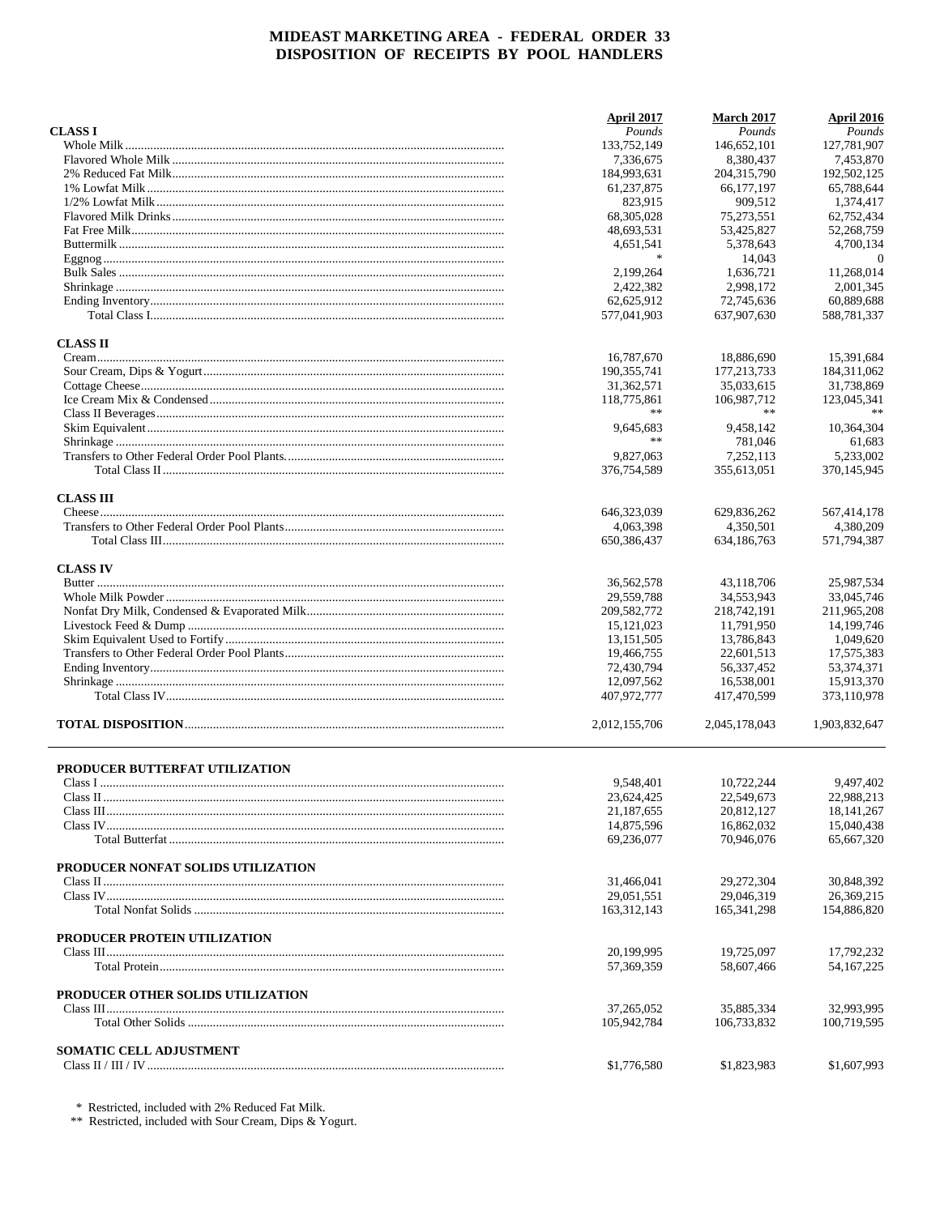# MIDEAST MARKETING AREA - FEDERAL ORDER 33
## DISPOSITION OF RECEIPTS BY POOL HANDLERS

| | April 2017 | March 2017 | April 2016 |
|---|---|---|---|
| **CLASS I** | *Pounds* | *Pounds* | *Pounds* |
| Whole Milk | 133,752,149 | 146,652,101 | 127,781,907 |
| Flavored Whole Milk | 7,336,675 | 8,380,437 | 7,453,870 |
| 2% Reduced Fat Milk | 184,993,631 | 204,315,790 | 192,502,125 |
| 1% Lowfat Milk | 61,237,875 | 66,177,197 | 65,788,644 |
| 1/2% Lowfat Milk | 823,915 | 909,512 | 1,374,417 |
| Flavored Milk Drinks | 68,305,028 | 75,273,551 | 62,752,434 |
| Fat Free Milk | 48,693,531 | 53,425,827 | 52,268,759 |
| Buttermilk | 4,651,541 | 5,378,643 | 4,700,134 |
| Eggnog | * | 14,043 | 0 |
| Bulk Sales | 2,199,264 | 1,636,721 | 11,268,014 |
| Shrinkage | 2,422,382 | 2,998,172 | 2,001,345 |
| Ending Inventory | 62,625,912 | 72,745,636 | 60,889,688 |
| Total Class I | 577,041,903 | 637,907,630 | 588,781,337 |
| **CLASS II** | | | |
| Cream | 16,787,670 | 18,886,690 | 15,391,684 |
| Sour Cream, Dips & Yogurt | 190,355,741 | 177,213,733 | 184,311,062 |
| Cottage Cheese | 31,362,571 | 35,033,615 | 31,738,869 |
| Ice Cream Mix & Condensed | 118,775,861 | 106,987,712 | 123,045,341 |
| Class II Beverages | ** | ** | ** |
| Skim Equivalent | 9,645,683 | 9,458,142 | 10,364,304 |
| Shrinkage | ** | 781,046 | 61,683 |
| Transfers to Other Federal Order Pool Plants | 9,827,063 | 7,252,113 | 5,233,002 |
| Total Class II | 376,754,589 | 355,613,051 | 370,145,945 |
| **CLASS III** | | | |
| Cheese | 646,323,039 | 629,836,262 | 567,414,178 |
| Transfers to Other Federal Order Pool Plants | 4,063,398 | 4,350,501 | 4,380,209 |
| Total Class III | 650,386,437 | 634,186,763 | 571,794,387 |
| **CLASS IV** | | | |
| Butter | 36,562,578 | 43,118,706 | 25,987,534 |
| Whole Milk Powder | 29,559,788 | 34,553,943 | 33,045,746 |
| Nonfat Dry Milk, Condensed & Evaporated Milk | 209,582,772 | 218,742,191 | 211,965,208 |
| Livestock Feed & Dump | 15,121,023 | 11,791,950 | 14,199,746 |
| Skim Equivalent Used to Fortify | 13,151,505 | 13,786,843 | 1,049,620 |
| Transfers to Other Federal Order Pool Plants | 19,466,755 | 22,601,513 | 17,575,383 |
| Ending Inventory | 72,430,794 | 56,337,452 | 53,374,371 |
| Shrinkage | 12,097,562 | 16,538,001 | 15,913,370 |
| Total Class IV | 407,972,777 | 417,470,599 | 373,110,978 |
| **TOTAL DISPOSITION** | 2,012,155,706 | 2,045,178,043 | 1,903,832,647 |
| **PRODUCER BUTTERFAT UTILIZATION** | | | |
| Class I | 9,548,401 | 10,722,244 | 9,497,402 |
| Class II | 23,624,425 | 22,549,673 | 22,988,213 |
| Class III | 21,187,655 | 20,812,127 | 18,141,267 |
| Class IV | 14,875,596 | 16,862,032 | 15,040,438 |
| Total Butterfat | 69,236,077 | 70,946,076 | 65,667,320 |
| **PRODUCER NONFAT SOLIDS UTILIZATION** | | | |
| Class II | 31,466,041 | 29,272,304 | 30,848,392 |
| Class IV | 29,051,551 | 29,046,319 | 26,369,215 |
| Total Nonfat Solids | 163,312,143 | 165,341,298 | 154,886,820 |
| **PRODUCER PROTEIN UTILIZATION** | | | |
| Class III | 20,199,995 | 19,725,097 | 17,792,232 |
| Total Protein | 57,369,359 | 58,607,466 | 54,167,225 |
| **PRODUCER OTHER SOLIDS UTILIZATION** | | | |
| Class III | 37,265,052 | 35,885,334 | 32,993,995 |
| Total Other Solids | 105,942,784 | 106,733,832 | 100,719,595 |
| **SOMATIC CELL ADJUSTMENT** | | | |
| Class II / III / IV | $1,776,580 | $1,823,983 | $1,607,993 |

\* Restricted, included with 2% Reduced Fat Milk.
** Restricted, included with Sour Cream, Dips & Yogurt.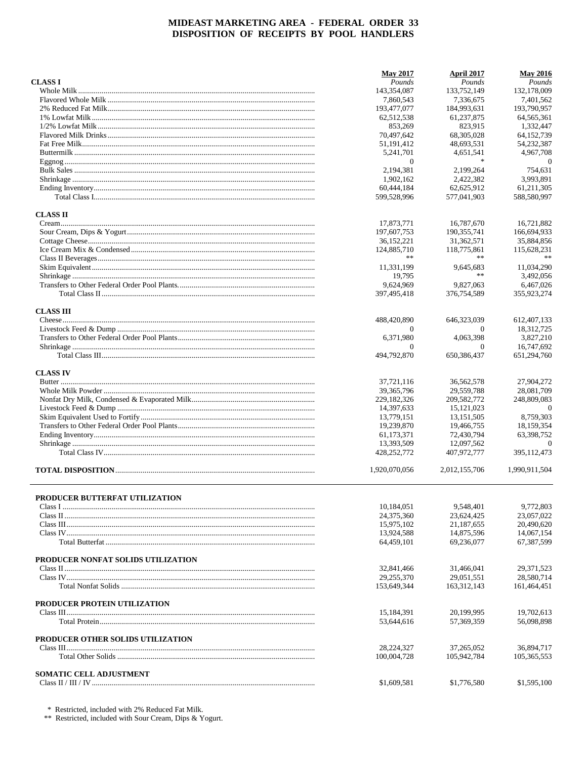# MIDEAST MARKETING AREA - FEDERAL ORDER 33
## DISPOSITION OF RECEIPTS BY POOL HANDLERS

| | May 2017 | April 2017 | May 2016 |
|---|---|---|---|
| **CLASS I** | *Pounds* | *Pounds* | *Pounds* |
| Whole Milk | 143,354,087 | 133,752,149 | 132,178,009 |
| Flavored Whole Milk | 7,860,543 | 7,336,675 | 7,401,562 |
| 2% Reduced Fat Milk | 193,477,077 | 184,993,631 | 193,790,957 |
| 1% Lowfat Milk | 62,512,538 | 61,237,875 | 64,565,361 |
| 1/2% Lowfat Milk | 853,269 | 823,915 | 1,332,447 |
| Flavored Milk Drinks | 70,497,642 | 68,305,028 | 64,152,739 |
| Fat Free Milk | 51,191,412 | 48,693,531 | 54,232,387 |
| Buttermilk | 5,241,701 | 4,651,541 | 4,967,708 |
| Eggnog | 0 | * | 0 |
| Bulk Sales | 2,194,381 | 2,199,264 | 754,631 |
| Shrinkage | 1,902,162 | 2,422,382 | 3,993,891 |
| Ending Inventory | 60,444,184 | 62,625,912 | 61,211,305 |
| Total Class I | 599,528,996 | 577,041,903 | 588,580,997 |
| **CLASS II** | | | |
| Cream | 17,873,771 | 16,787,670 | 16,721,882 |
| Sour Cream, Dips & Yogurt | 197,607,753 | 190,355,741 | 166,694,933 |
| Cottage Cheese | 36,152,221 | 31,362,571 | 35,884,856 |
| Ice Cream Mix & Condensed | 124,885,710 | 118,775,861 | 115,628,231 |
| Class II Beverages | ** | ** | ** |
| Skim Equivalent | 11,331,199 | 9,645,683 | 11,034,290 |
| Shrinkage | 19,795 | ** | 3,492,056 |
| Transfers to Other Federal Order Pool Plants | 9,624,969 | 9,827,063 | 6,467,026 |
| Total Class II | 397,495,418 | 376,754,589 | 355,923,274 |
| **CLASS III** | | | |
| Cheese | 488,420,890 | 646,323,039 | 612,407,133 |
| Livestock Feed & Dump | 0 | 0 | 18,312,725 |
| Transfers to Other Federal Order Pool Plants | 6,371,980 | 4,063,398 | 3,827,210 |
| Shrinkage | 0 | 0 | 16,747,692 |
| Total Class III | 494,792,870 | 650,386,437 | 651,294,760 |
| **CLASS IV** | | | |
| Butter | 37,721,116 | 36,562,578 | 27,904,272 |
| Whole Milk Powder | 39,365,796 | 29,559,788 | 28,081,709 |
| Nonfat Dry Milk, Condensed & Evaporated Milk | 229,182,326 | 209,582,772 | 248,809,083 |
| Livestock Feed & Dump | 14,397,633 | 15,121,023 | 0 |
| Skim Equivalent Used to Fortify | 13,779,151 | 13,151,505 | 8,759,303 |
| Transfers to Other Federal Order Pool Plants | 19,239,870 | 19,466,755 | 18,159,354 |
| Ending Inventory | 61,173,371 | 72,430,794 | 63,398,752 |
| Shrinkage | 13,393,509 | 12,097,562 | 0 |
| Total Class IV | 428,252,772 | 407,972,777 | 395,112,473 |
| **TOTAL DISPOSITION** | 1,920,070,056 | 2,012,155,706 | 1,990,911,504 |

| | May 2017 | April 2017 | May 2016 |
|---|---|---|---|
| **PRODUCER BUTTERFAT UTILIZATION** | | | |
| Class I | 10,184,051 | 9,548,401 | 9,772,803 |
| Class II | 24,375,360 | 23,624,425 | 23,057,022 |
| Class III | 15,975,102 | 21,187,655 | 20,490,620 |
| Class IV | 13,924,588 | 14,875,596 | 14,067,154 |
| Total Butterfat | 64,459,101 | 69,236,077 | 67,387,599 |
| **PRODUCER NONFAT SOLIDS UTILIZATION** | | | |
| Class II | 32,841,466 | 31,466,041 | 29,371,523 |
| Class IV | 29,255,370 | 29,051,551 | 28,580,714 |
| Total Nonfat Solids | 153,649,344 | 163,312,143 | 161,464,451 |
| **PRODUCER PROTEIN UTILIZATION** | | | |
| Class III | 15,184,391 | 20,199,995 | 19,702,613 |
| Total Protein | 53,644,616 | 57,369,359 | 56,098,898 |
| **PRODUCER OTHER SOLIDS UTILIZATION** | | | |
| Class III | 28,224,327 | 37,265,052 | 36,894,717 |
| Total Other Solids | 100,004,728 | 105,942,784 | 105,365,553 |
| **SOMATIC CELL ADJUSTMENT** | | | |
| Class II / III / IV | $1,609,581 | $1,776,580 | $1,595,100 |

\* Restricted, included with 2% Reduced Fat Milk.
\** Restricted, included with Sour Cream, Dips & Yogurt.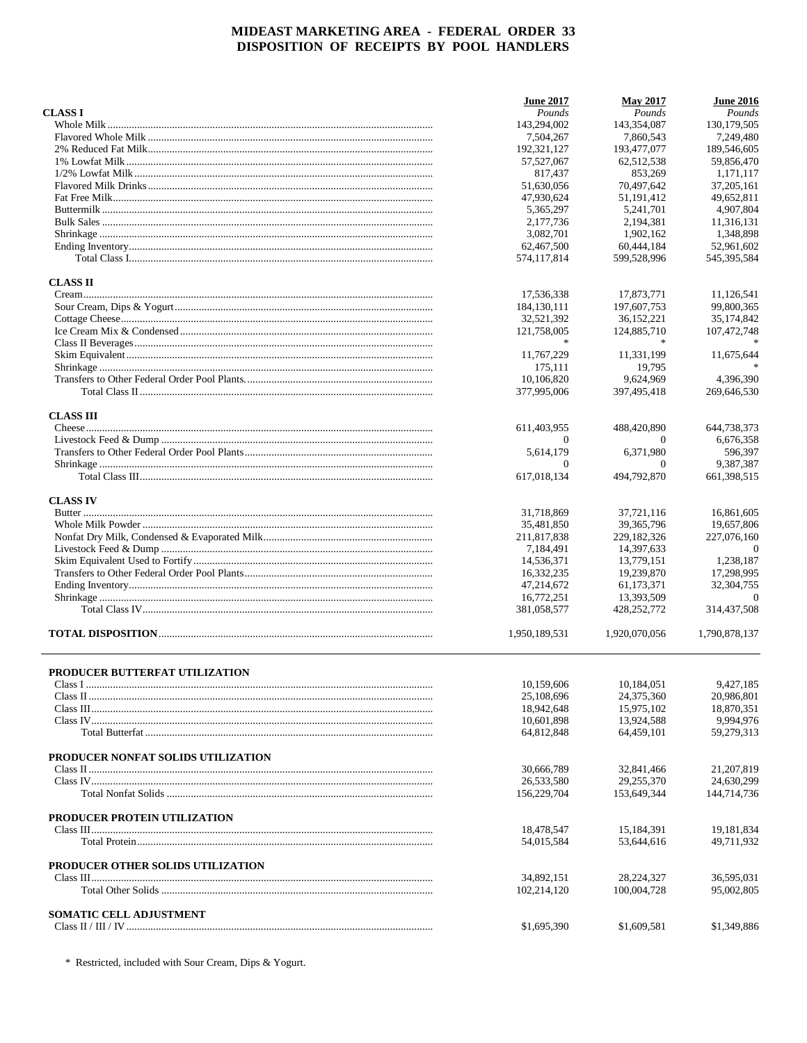# MIDEAST MARKETING AREA - FEDERAL ORDER 33
## DISPOSITION OF RECEIPTS BY POOL HANDLERS

| | June 2017 | May 2017 | June 2016 |
|---|---|---|---|
| **CLASS I** | *Pounds* | *Pounds* | *Pounds* |
| Whole Milk | 143,294,002 | 143,354,087 | 130,179,505 |
| Flavored Whole Milk | 7,504,267 | 7,860,543 | 7,249,480 |
| 2% Reduced Fat Milk | 192,321,127 | 193,477,077 | 189,546,605 |
| 1% Lowfat Milk | 57,527,067 | 62,512,538 | 59,856,470 |
| 1/2% Lowfat Milk | 817,437 | 853,269 | 1,171,117 |
| Flavored Milk Drinks | 51,630,056 | 70,497,642 | 37,205,161 |
| Fat Free Milk | 47,930,624 | 51,191,412 | 49,652,811 |
| Buttermilk | 5,365,297 | 5,241,701 | 4,907,804 |
| Bulk Sales | 2,177,736 | 2,194,381 | 11,316,131 |
| Shrinkage | 3,082,701 | 1,902,162 | 1,348,898 |
| Ending Inventory | 62,467,500 | 60,444,184 | 52,961,602 |
| Total Class I | 574,117,814 | 599,528,996 | 545,395,584 |
| **CLASS II** | | | |
| Cream | 17,536,338 | 17,873,771 | 11,126,541 |
| Sour Cream, Dips & Yogurt | 184,130,111 | 197,607,753 | 99,800,365 |
| Cottage Cheese | 32,521,392 | 36,152,221 | 35,174,842 |
| Ice Cream Mix & Condensed | 121,758,005 | 124,885,710 | 107,472,748 |
| Class II Beverages | * | * | * |
| Skim Equivalent | 11,767,229 | 11,331,199 | 11,675,644 |
| Shrinkage | 175,111 | 19,795 | * |
| Transfers to Other Federal Order Pool Plants | 10,106,820 | 9,624,969 | 4,396,390 |
| Total Class II | 377,995,006 | 397,495,418 | 269,646,530 |
| **CLASS III** | | | |
| Cheese | 611,403,955 | 488,420,890 | 644,738,373 |
| Livestock Feed & Dump | 0 | 0 | 6,676,358 |
| Transfers to Other Federal Order Pool Plants | 5,614,179 | 6,371,980 | 596,397 |
| Shrinkage | 0 | 0 | 9,387,387 |
| Total Class III | 617,018,134 | 494,792,870 | 661,398,515 |
| **CLASS IV** | | | |
| Butter | 31,718,869 | 37,721,116 | 16,861,605 |
| Whole Milk Powder | 35,481,850 | 39,365,796 | 19,657,806 |
| Nonfat Dry Milk, Condensed & Evaporated Milk | 211,817,838 | 229,182,326 | 227,076,160 |
| Livestock Feed & Dump | 7,184,491 | 14,397,633 | 0 |
| Skim Equivalent Used to Fortify | 14,536,371 | 13,779,151 | 1,238,187 |
| Transfers to Other Federal Order Pool Plants | 16,332,235 | 19,239,870 | 17,298,995 |
| Ending Inventory | 47,214,672 | 61,173,371 | 32,304,755 |
| Shrinkage | 16,772,251 | 13,393,509 | 0 |
| Total Class IV | 381,058,577 | 428,252,772 | 314,437,508 |
| **TOTAL DISPOSITION** | 1,950,189,531 | 1,920,070,056 | 1,790,878,137 |

| | June 2017 | May 2017 | June 2016 |
|---|---|---|---|
| **PRODUCER BUTTERFAT UTILIZATION** | | | |
| Class I | 10,159,606 | 10,184,051 | 9,427,185 |
| Class II | 25,108,696 | 24,375,360 | 20,986,801 |
| Class III | 18,942,648 | 15,975,102 | 18,870,351 |
| Class IV | 10,601,898 | 13,924,588 | 9,994,976 |
| Total Butterfat | 64,812,848 | 64,459,101 | 59,279,313 |
| **PRODUCER NONFAT SOLIDS UTILIZATION** | | | |
| Class II | 30,666,789 | 32,841,466 | 21,207,819 |
| Class IV | 26,533,580 | 29,255,370 | 24,630,299 |
| Total Nonfat Solids | 156,229,704 | 153,649,344 | 144,714,736 |
| **PRODUCER PROTEIN UTILIZATION** | | | |
| Class III | 18,478,547 | 15,184,391 | 19,181,834 |
| Total Protein | 54,015,584 | 53,644,616 | 49,711,932 |
| **PRODUCER OTHER SOLIDS UTILIZATION** | | | |
| Class III | 34,892,151 | 28,224,327 | 36,595,031 |
| Total Other Solids | 102,214,120 | 100,004,728 | 95,002,805 |
| **SOMATIC CELL ADJUSTMENT** | | | |
| Class II / III / IV | $1,695,390 | $1,609,581 | $1,349,886 |

\* Restricted, included with Sour Cream, Dips & Yogurt.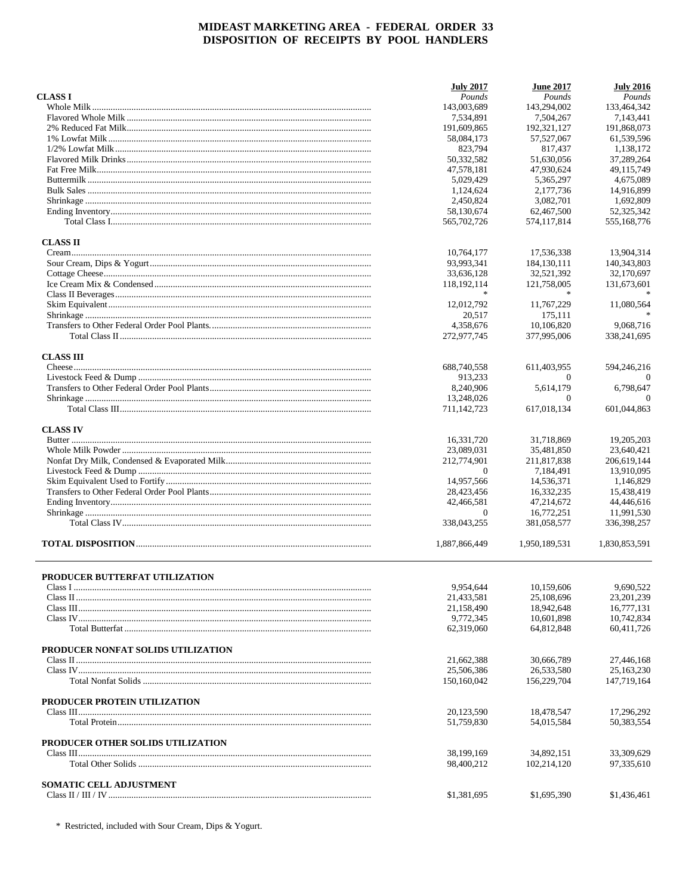# MIDEAST MARKETING AREA - FEDERAL ORDER 33
## DISPOSITION OF RECEIPTS BY POOL HANDLERS

| | July 2017 | June 2017 | July 2016 |
|---|---|---|---|
| **CLASS I** | *Pounds* | *Pounds* | *Pounds* |
| Whole Milk | 143,003,689 | 143,294,002 | 133,464,342 |
| Flavored Whole Milk | 7,534,891 | 7,504,267 | 7,143,441 |
| 2% Reduced Fat Milk | 191,609,865 | 192,321,127 | 191,868,073 |
| 1% Lowfat Milk | 58,084,173 | 57,527,067 | 61,539,596 |
| 1/2% Lowfat Milk | 823,794 | 817,437 | 1,138,172 |
| Flavored Milk Drinks | 50,332,582 | 51,630,056 | 37,289,264 |
| Fat Free Milk | 47,578,181 | 47,930,624 | 49,115,749 |
| Buttermilk | 5,029,429 | 5,365,297 | 4,675,089 |
| Bulk Sales | 1,124,624 | 2,177,736 | 14,916,899 |
| Shrinkage | 2,450,824 | 3,082,701 | 1,692,809 |
| Ending Inventory | 58,130,674 | 62,467,500 | 52,325,342 |
| Total Class I | 565,702,726 | 574,117,814 | 555,168,776 |
| **CLASS II** | | | |
| Cream | 10,764,177 | 17,536,338 | 13,904,314 |
| Sour Cream, Dips & Yogurt | 93,993,341 | 184,130,111 | 140,343,803 |
| Cottage Cheese | 33,636,128 | 32,521,392 | 32,170,697 |
| Ice Cream Mix & Condensed | 118,192,114 | 121,758,005 | 131,673,601 |
| Class II Beverages | * | * | * |
| Skim Equivalent | 12,012,792 | 11,767,229 | 11,080,564 |
| Shrinkage | 20,517 | 175,111 | * |
| Transfers to Other Federal Order Pool Plants | 4,358,676 | 10,106,820 | 9,068,716 |
| Total Class II | 272,977,745 | 377,995,006 | 338,241,695 |
| **CLASS III** | | | |
| Cheese | 688,740,558 | 611,403,955 | 594,246,216 |
| Livestock Feed & Dump | 913,233 | 0 | 0 |
| Transfers to Other Federal Order Pool Plants | 8,240,906 | 5,614,179 | 6,798,647 |
| Shrinkage | 13,248,026 | 0 | 0 |
| Total Class III | 711,142,723 | 617,018,134 | 601,044,863 |
| **CLASS IV** | | | |
| Butter | 16,331,720 | 31,718,869 | 19,205,203 |
| Whole Milk Powder | 23,089,031 | 35,481,850 | 23,640,421 |
| Nonfat Dry Milk, Condensed & Evaporated Milk | 212,774,901 | 211,817,838 | 206,619,144 |
| Livestock Feed & Dump | 0 | 7,184,491 | 13,910,095 |
| Skim Equivalent Used to Fortify | 14,957,566 | 14,536,371 | 1,146,829 |
| Transfers to Other Federal Order Pool Plants | 28,423,456 | 16,332,235 | 15,438,419 |
| Ending Inventory | 42,466,581 | 47,214,672 | 44,446,616 |
| Shrinkage | 0 | 16,772,251 | 11,991,530 |
| Total Class IV | 338,043,255 | 381,058,577 | 336,398,257 |
| **TOTAL DISPOSITION** | 1,887,866,449 | 1,950,189,531 | 1,830,853,591 |
| **PRODUCER BUTTERFAT UTILIZATION** | | | |
| Class I | 9,954,644 | 10,159,606 | 9,690,522 |
| Class II | 21,433,581 | 25,108,696 | 23,201,239 |
| Class III | 21,158,490 | 18,942,648 | 16,777,131 |
| Class IV | 9,772,345 | 10,601,898 | 10,742,834 |
| Total Butterfat | 62,319,060 | 64,812,848 | 60,411,726 |
| **PRODUCER NONFAT SOLIDS UTILIZATION** | | | |
| Class II | 21,662,388 | 30,666,789 | 27,446,168 |
| Class IV | 25,506,386 | 26,533,580 | 25,163,230 |
| Total Nonfat Solids | 150,160,042 | 156,229,704 | 147,719,164 |
| **PRODUCER PROTEIN UTILIZATION** | | | |
| Class III | 20,123,590 | 18,478,547 | 17,296,292 |
| Total Protein | 51,759,830 | 54,015,584 | 50,383,554 |
| **PRODUCER OTHER SOLIDS UTILIZATION** | | | |
| Class III | 38,199,169 | 34,892,151 | 33,309,629 |
| Total Other Solids | 98,400,212 | 102,214,120 | 97,335,610 |
| **SOMATIC CELL ADJUSTMENT** | | | |
| Class II / III / IV | $1,381,695 | $1,695,390 | $1,436,461 |

* Restricted, included with Sour Cream, Dips & Yogurt.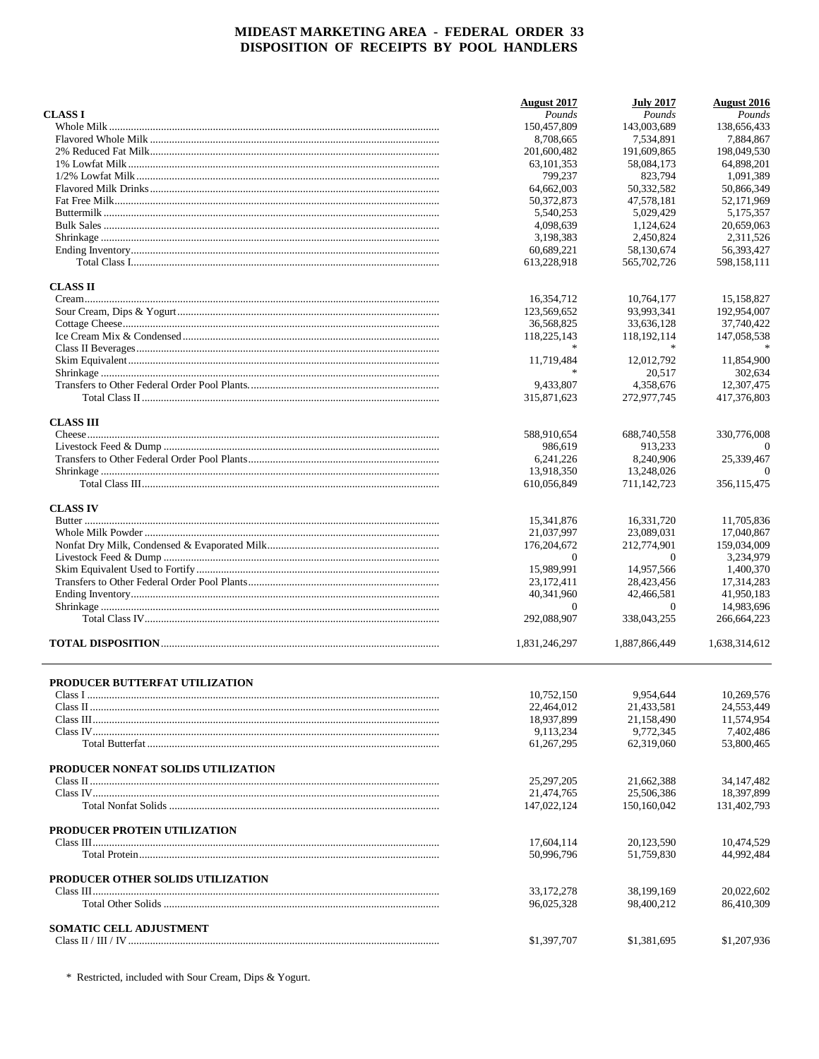# MIDEAST MARKETING AREA - FEDERAL ORDER 33
# DISPOSITION OF RECEIPTS BY POOL HANDLERS

| | August 2017 | July 2017 | August 2016 |
|---|---|---|---|
| **CLASS I** | *Pounds* | *Pounds* | *Pounds* |
| Whole Milk | 150,457,809 | 143,003,689 | 138,656,433 |
| Flavored Whole Milk | 8,708,665 | 7,534,891 | 7,884,867 |
| 2% Reduced Fat Milk | 201,600,482 | 191,609,865 | 198,049,530 |
| 1% Lowfat Milk | 63,101,353 | 58,084,173 | 64,898,201 |
| 1/2% Lowfat Milk | 799,237 | 823,794 | 1,091,389 |
| Flavored Milk Drinks | 64,662,003 | 50,332,582 | 50,866,349 |
| Fat Free Milk | 50,372,873 | 47,578,181 | 52,171,969 |
| Buttermilk | 5,540,253 | 5,029,429 | 5,175,357 |
| Bulk Sales | 4,098,639 | 1,124,624 | 20,659,063 |
| Shrinkage | 3,198,383 | 2,450,824 | 2,311,526 |
| Ending Inventory | 60,689,221 | 58,130,674 | 56,393,427 |
| Total Class I | 613,228,918 | 565,702,726 | 598,158,111 |
| **CLASS II** | | | |
| Cream | 16,354,712 | 10,764,177 | 15,158,827 |
| Sour Cream, Dips & Yogurt | 123,569,652 | 93,993,341 | 192,954,007 |
| Cottage Cheese | 36,568,825 | 33,636,128 | 37,740,422 |
| Ice Cream Mix & Condensed | 118,225,143 | 118,192,114 | 147,058,538 |
| Class II Beverages | * | * | * |
| Skim Equivalent | 11,719,484 | 12,012,792 | 11,854,900 |
| Shrinkage | * | 20,517 | 302,634 |
| Transfers to Other Federal Order Pool Plants | 9,433,807 | 4,358,676 | 12,307,475 |
| Total Class II | 315,871,623 | 272,977,745 | 417,376,803 |
| **CLASS III** | | | |
| Cheese | 588,910,654 | 688,740,558 | 330,776,008 |
| Livestock Feed & Dump | 986,619 | 913,233 | 0 |
| Transfers to Other Federal Order Pool Plants | 6,241,226 | 8,240,906 | 25,339,467 |
| Shrinkage | 13,918,350 | 13,248,026 | 0 |
| Total Class III | 610,056,849 | 711,142,723 | 356,115,475 |
| **CLASS IV** | | | |
| Butter | 15,341,876 | 16,331,720 | 11,705,836 |
| Whole Milk Powder | 21,037,997 | 23,089,031 | 17,040,867 |
| Nonfat Dry Milk, Condensed & Evaporated Milk | 176,204,672 | 212,774,901 | 159,034,009 |
| Livestock Feed & Dump | 0 | 0 | 3,234,979 |
| Skim Equivalent Used to Fortify | 15,989,991 | 14,957,566 | 1,400,370 |
| Transfers to Other Federal Order Pool Plants | 23,172,411 | 28,423,456 | 17,314,283 |
| Ending Inventory | 40,341,960 | 42,466,581 | 41,950,183 |
| Shrinkage | 0 | 0 | 14,983,696 |
| Total Class IV | 292,088,907 | 338,043,255 | 266,664,223 |
| **TOTAL DISPOSITION** | 1,831,246,297 | 1,887,866,449 | 1,638,314,612 |
| **PRODUCER BUTTERFAT UTILIZATION** | | | |
| Class I | 10,752,150 | 9,954,644 | 10,269,576 |
| Class II | 22,464,012 | 21,433,581 | 24,553,449 |
| Class III | 18,937,899 | 21,158,490 | 11,574,954 |
| Class IV | 9,113,234 | 9,772,345 | 7,402,486 |
| Total Butterfat | 61,267,295 | 62,319,060 | 53,800,465 |
| **PRODUCER NONFAT SOLIDS UTILIZATION** | | | |
| Class II | 25,297,205 | 21,662,388 | 34,147,482 |
| Class IV | 21,474,765 | 25,506,386 | 18,397,899 |
| Total Nonfat Solids | 147,022,124 | 150,160,042 | 131,402,793 |
| **PRODUCER PROTEIN UTILIZATION** | | | |
| Class III | 17,604,114 | 20,123,590 | 10,474,529 |
| Total Protein | 50,996,796 | 51,759,830 | 44,992,484 |
| **PRODUCER OTHER SOLIDS UTILIZATION** | | | |
| Class III | 33,172,278 | 38,199,169 | 20,022,602 |
| Total Other Solids | 96,025,328 | 98,400,212 | 86,410,309 |
| **SOMATIC CELL ADJUSTMENT** | | | |
| Class II / III / IV | $1,397,707 | $1,381,695 | $1,207,936 |

\* Restricted, included with Sour Cream, Dips & Yogurt.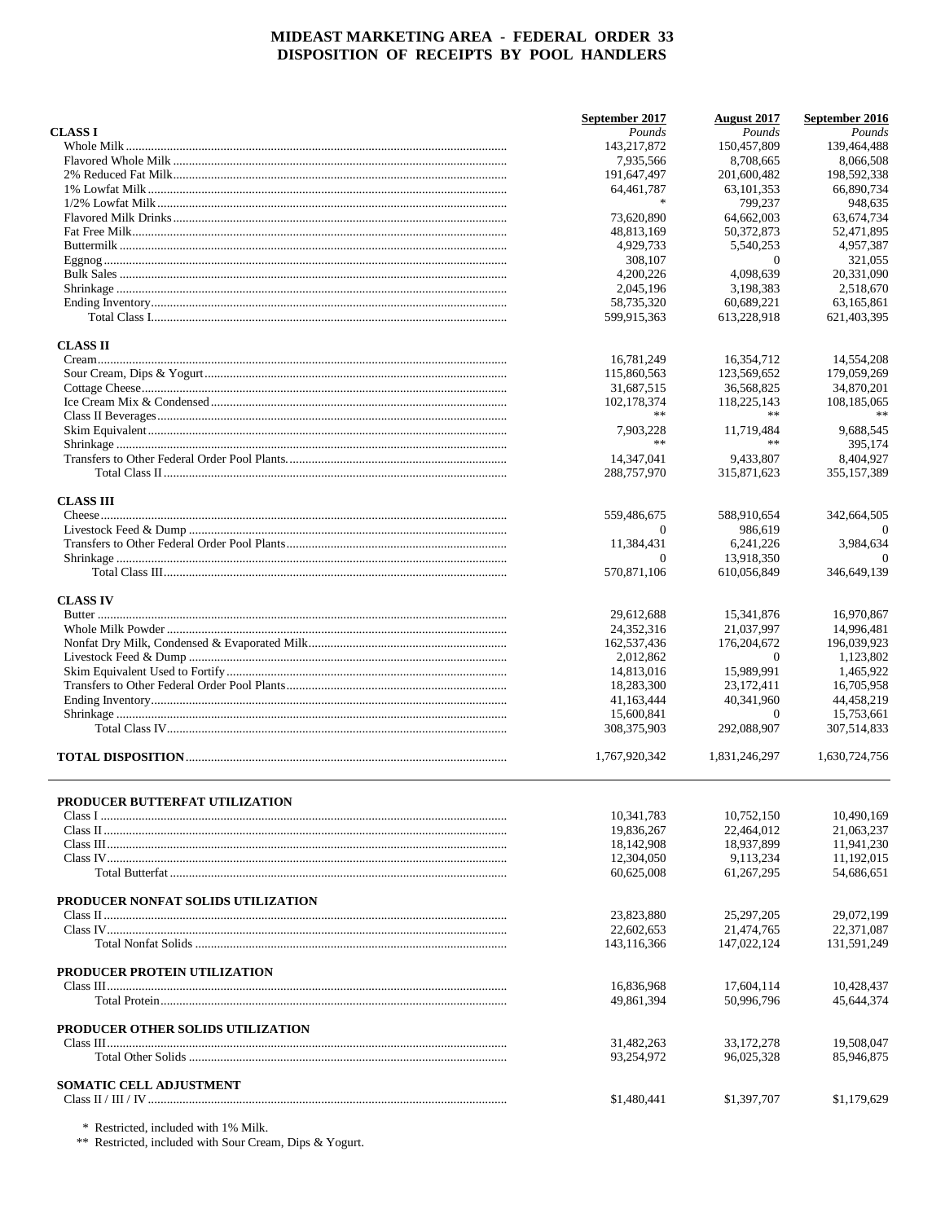# MIDEAST MARKETING AREA - FEDERAL ORDER 33
## DISPOSITION OF RECEIPTS BY POOL HANDLERS

| | September 2017 | August 2017 | September 2016 |
|---|---|---|---|
| **CLASS I** | *Pounds* | *Pounds* | *Pounds* |
| Whole Milk | 143,217,872 | 150,457,809 | 139,464,488 |
| Flavored Whole Milk | 7,935,566 | 8,708,665 | 8,066,508 |
| 2% Reduced Fat Milk | 191,647,497 | 201,600,482 | 198,592,338 |
| 1% Lowfat Milk | 64,461,787 | 63,101,353 | 66,890,734 |
| 1/2% Lowfat Milk | * | 799,237 | 948,635 |
| Flavored Milk Drinks | 73,620,890 | 64,662,003 | 63,674,734 |
| Fat Free Milk | 48,813,169 | 50,372,873 | 52,471,895 |
| Buttermilk | 4,929,733 | 5,540,253 | 4,957,387 |
| Eggnog | 308,107 | 0 | 321,055 |
| Bulk Sales | 4,200,226 | 4,098,639 | 20,331,090 |
| Shrinkage | 2,045,196 | 3,198,383 | 2,518,670 |
| Ending Inventory | 58,735,320 | 60,689,221 | 63,165,861 |
| Total Class I | 599,915,363 | 613,228,918 | 621,403,395 |
| **CLASS II** | | | |
| Cream | 16,781,249 | 16,354,712 | 14,554,208 |
| Sour Cream, Dips & Yogurt | 115,860,563 | 123,569,652 | 179,059,269 |
| Cottage Cheese | 31,687,515 | 36,568,825 | 34,870,201 |
| Ice Cream Mix & Condensed | 102,178,374 | 118,225,143 | 108,185,065 |
| Class II Beverages | ** | ** | ** |
| Skim Equivalent | 7,903,228 | 11,719,484 | 9,688,545 |
| Shrinkage | ** | ** | 395,174 |
| Transfers to Other Federal Order Pool Plants | 14,347,041 | 9,433,807 | 8,404,927 |
| Total Class II | 288,757,970 | 315,871,623 | 355,157,389 |
| **CLASS III** | | | |
| Cheese | 559,486,675 | 588,910,654 | 342,664,505 |
| Livestock Feed & Dump | 0 | 986,619 | 0 |
| Transfers to Other Federal Order Pool Plants | 11,384,431 | 6,241,226 | 3,984,634 |
| Shrinkage | 0 | 13,918,350 | 0 |
| Total Class III | 570,871,106 | 610,056,849 | 346,649,139 |
| **CLASS IV** | | | |
| Butter | 29,612,688 | 15,341,876 | 16,970,867 |
| Whole Milk Powder | 24,352,316 | 21,037,997 | 14,996,481 |
| Nonfat Dry Milk, Condensed & Evaporated Milk | 162,537,436 | 176,204,672 | 196,039,923 |
| Livestock Feed & Dump | 2,012,862 | 0 | 1,123,802 |
| Skim Equivalent Used to Fortify | 14,813,016 | 15,989,991 | 1,465,922 |
| Transfers to Other Federal Order Pool Plants | 18,283,300 | 23,172,411 | 16,705,958 |
| Ending Inventory | 41,163,444 | 40,341,960 | 44,458,219 |
| Shrinkage | 15,600,841 | 0 | 15,753,661 |
| Total Class IV | 308,375,903 | 292,088,907 | 307,514,833 |
| **TOTAL DISPOSITION** | 1,767,920,342 | 1,831,246,297 | 1,630,724,756 |

| | September 2017 | August 2017 | September 2016 |
|---|---|---|---|
| **PRODUCER BUTTERFAT UTILIZATION** | | | |
| Class I | 10,341,783 | 10,752,150 | 10,490,169 |
| Class II | 19,836,267 | 22,464,012 | 21,063,237 |
| Class III | 18,142,908 | 18,937,899 | 11,941,230 |
| Class IV | 12,304,050 | 9,113,234 | 11,192,015 |
| Total Butterfat | 60,625,008 | 61,267,295 | 54,686,651 |
| **PRODUCER NONFAT SOLIDS UTILIZATION** | | | |
| Class II | 23,823,880 | 25,297,205 | 29,072,199 |
| Class IV | 22,602,653 | 21,474,765 | 22,371,087 |
| Total Nonfat Solids | 143,116,366 | 147,022,124 | 131,591,249 |
| **PRODUCER PROTEIN UTILIZATION** | | | |
| Class III | 16,836,968 | 17,604,114 | 10,428,437 |
| Total Protein | 49,861,394 | 50,996,796 | 45,644,374 |
| **PRODUCER OTHER SOLIDS UTILIZATION** | | | |
| Class III | 31,482,263 | 33,172,278 | 19,508,047 |
| Total Other Solids | 93,254,972 | 96,025,328 | 85,946,875 |
| **SOMATIC CELL ADJUSTMENT** | | | |
| Class II / III / IV | $1,480,441 | $1,397,707 | $1,179,629 |

\* Restricted, included with 1% Milk.

** Restricted, included with Sour Cream, Dips & Yogurt.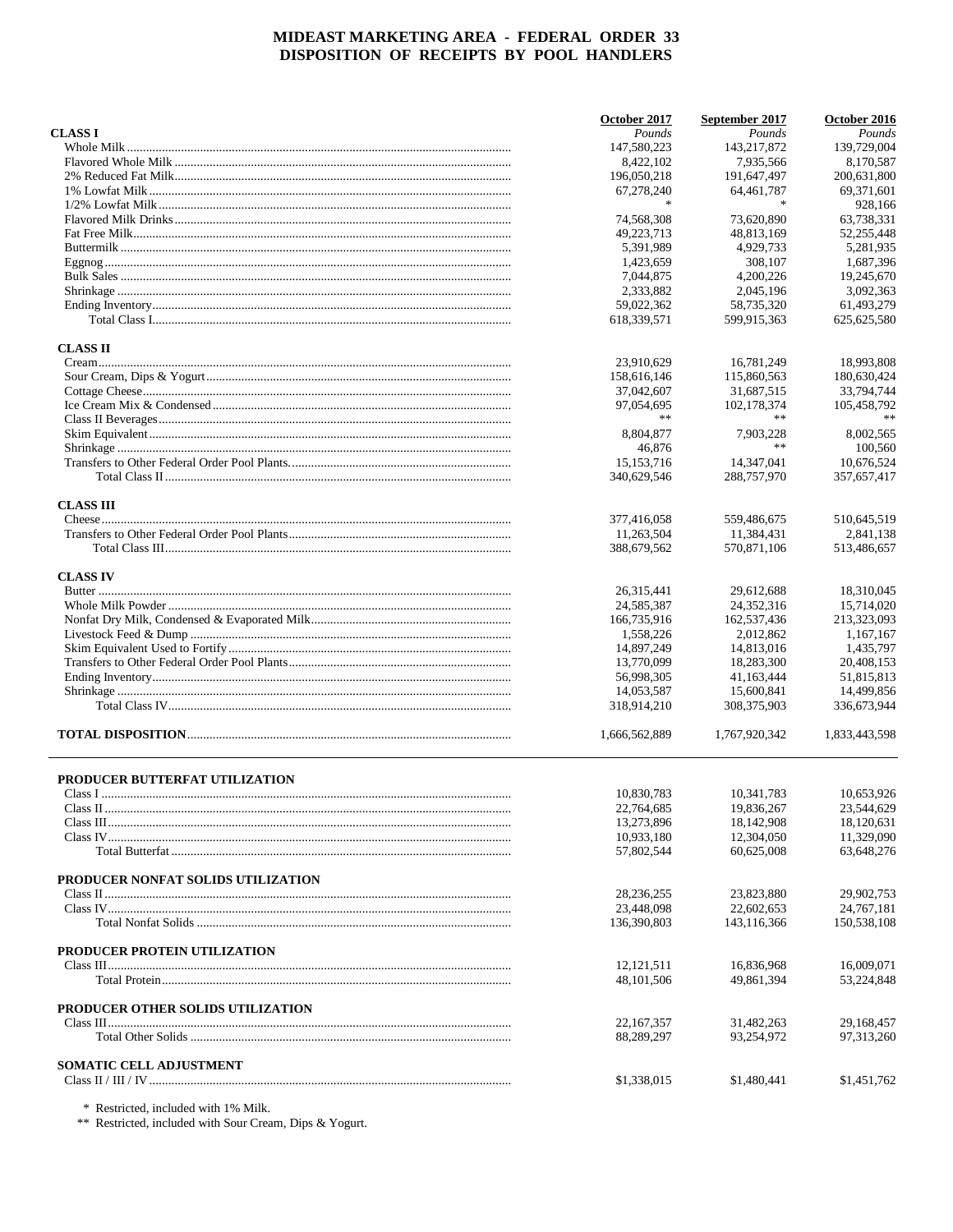# MIDEAST MARKETING AREA - FEDERAL ORDER 33
## DISPOSITION OF RECEIPTS BY POOL HANDLERS

| | October 2017 | September 2017 | October 2016 |
|---|---|---|---|
| **CLASS I** | *Pounds* | *Pounds* | *Pounds* |
| Whole Milk | 147,580,223 | 143,217,872 | 139,729,004 |
| Flavored Whole Milk | 8,422,102 | 7,935,566 | 8,170,587 |
| 2% Reduced Fat Milk | 196,050,218 | 191,647,497 | 200,631,800 |
| 1% Lowfat Milk | 67,278,240 | 64,461,787 | 69,371,601 |
| 1/2% Lowfat Milk | * | * | 928,166 |
| Flavored Milk Drinks | 74,568,308 | 73,620,890 | 63,738,331 |
| Fat Free Milk | 49,223,713 | 48,813,169 | 52,255,448 |
| Buttermilk | 5,391,989 | 4,929,733 | 5,281,935 |
| Eggnog | 1,423,659 | 308,107 | 1,687,396 |
| Bulk Sales | 7,044,875 | 4,200,226 | 19,245,670 |
| Shrinkage | 2,333,882 | 2,045,196 | 3,092,363 |
| Ending Inventory | 59,022,362 | 58,735,320 | 61,493,279 |
| Total Class I | 618,339,571 | 599,915,363 | 625,625,580 |
| **CLASS II** | | | |
| Cream | 23,910,629 | 16,781,249 | 18,993,808 |
| Sour Cream, Dips & Yogurt | 158,616,146 | 115,860,563 | 180,630,424 |
| Cottage Cheese | 37,042,607 | 31,687,515 | 33,794,744 |
| Ice Cream Mix & Condensed | 97,054,695 | 102,178,374 | 105,458,792 |
| Class II Beverages | ** | ** | ** |
| Skim Equivalent | 8,804,877 | 7,903,228 | 8,002,565 |
| Shrinkage | 46,876 | ** | 100,560 |
| Transfers to Other Federal Order Pool Plants | 15,153,716 | 14,347,041 | 10,676,524 |
| Total Class II | 340,629,546 | 288,757,970 | 357,657,417 |
| **CLASS III** | | | |
| Cheese | 377,416,058 | 559,486,675 | 510,645,519 |
| Transfers to Other Federal Order Pool Plants | 11,263,504 | 11,384,431 | 2,841,138 |
| Total Class III | 388,679,562 | 570,871,106 | 513,486,657 |
| **CLASS IV** | | | |
| Butter | 26,315,441 | 29,612,688 | 18,310,045 |
| Whole Milk Powder | 24,585,387 | 24,352,316 | 15,714,020 |
| Nonfat Dry Milk, Condensed & Evaporated Milk | 166,735,916 | 162,537,436 | 213,323,093 |
| Livestock Feed & Dump | 1,558,226 | 2,012,862 | 1,167,167 |
| Skim Equivalent Used to Fortify | 14,897,249 | 14,813,016 | 1,435,797 |
| Transfers to Other Federal Order Pool Plants | 13,770,099 | 18,283,300 | 20,408,153 |
| Ending Inventory | 56,998,305 | 41,163,444 | 51,815,813 |
| Shrinkage | 14,053,587 | 15,600,841 | 14,499,856 |
| Total Class IV | 318,914,210 | 308,375,903 | 336,673,944 |
| **TOTAL DISPOSITION** | 1,666,562,889 | 1,767,920,342 | 1,833,443,598 |

| | October 2017 | September 2017 | October 2016 |
|---|---|---|---|
| **PRODUCER BUTTERFAT UTILIZATION** | | | |
| Class I | 10,830,783 | 10,341,783 | 10,653,926 |
| Class II | 22,764,685 | 19,836,267 | 23,544,629 |
| Class III | 13,273,896 | 18,142,908 | 18,120,631 |
| Class IV | 10,933,180 | 12,304,050 | 11,329,090 |
| Total Butterfat | 57,802,544 | 60,625,008 | 63,648,276 |
| **PRODUCER NONFAT SOLIDS UTILIZATION** | | | |
| Class II | 28,236,255 | 23,823,880 | 29,902,753 |
| Class IV | 23,448,098 | 22,602,653 | 24,767,181 |
| Total Nonfat Solids | 136,390,803 | 143,116,366 | 150,538,108 |
| **PRODUCER PROTEIN UTILIZATION** | | | |
| Class III | 12,121,511 | 16,836,968 | 16,009,071 |
| Total Protein | 48,101,506 | 49,861,394 | 53,224,848 |
| **PRODUCER OTHER SOLIDS UTILIZATION** | | | |
| Class III | 22,167,357 | 31,482,263 | 29,168,457 |
| Total Other Solids | 88,289,297 | 93,254,972 | 97,313,260 |
| **SOMATIC CELL ADJUSTMENT** | | | |
| Class II / III / IV | $1,338,015 | $1,480,441 | $1,451,762 |

\* Restricted, included with 1% Milk.

\*\* Restricted, included with Sour Cream, Dips & Yogurt.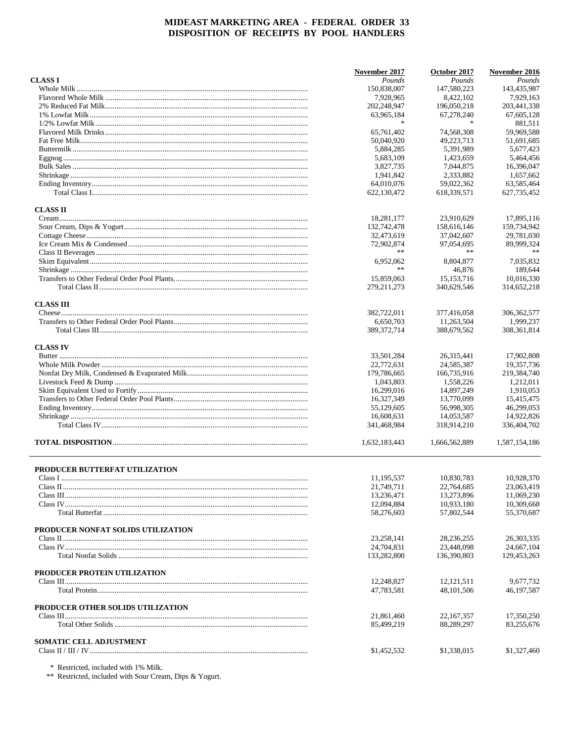# MIDEAST MARKETING AREA - FEDERAL ORDER 33
## DISPOSITION OF RECEIPTS BY POOL HANDLERS

| | November 2017 | October 2017 | November 2016 |
|---|---|---|---|
| **CLASS I** | *Pounds* | *Pounds* | *Pounds* |
| Whole Milk | 150,838,007 | 147,580,223 | 143,435,987 |
| Flavored Whole Milk | 7,928,965 | 8,422,102 | 7,929,163 |
| 2% Reduced Fat Milk | 202,248,947 | 196,050,218 | 203,441,338 |
| 1% Lowfat Milk | 63,965,184 | 67,278,240 | 67,605,128 |
| 1/2% Lowfat Milk | * | * | 881,511 |
| Flavored Milk Drinks | 65,761,402 | 74,568,308 | 59,969,588 |
| Fat Free Milk | 50,040,920 | 49,223,713 | 51,691,685 |
| Buttermilk | 5,884,285 | 5,391,989 | 5,677,423 |
| Eggnog | 5,683,109 | 1,423,659 | 5,464,456 |
| Bulk Sales | 3,827,735 | 7,044,875 | 16,396,047 |
| Shrinkage | 1,941,842 | 2,333,882 | 1,657,662 |
| Ending Inventory | 64,010,076 | 59,022,362 | 63,585,464 |
| Total Class I | 622,130,472 | 618,339,571 | 627,735,452 |
| **CLASS II** | | | |
| Cream | 18,281,177 | 23,910,629 | 17,895,116 |
| Sour Cream, Dips & Yogurt | 132,742,478 | 158,616,146 | 159,734,942 |
| Cottage Cheese | 32,473,619 | 37,042,607 | 29,781,030 |
| Ice Cream Mix & Condensed | 72,902,874 | 97,054,695 | 89,999,324 |
| Class II Beverages | ** | ** | ** |
| Skim Equivalent | 6,952,062 | 8,804,877 | 7,035,832 |
| Shrinkage | ** | 46,876 | 189,644 |
| Transfers to Other Federal Order Pool Plants | 15,859,063 | 15,153,716 | 10,016,330 |
| Total Class II | 279,211,273 | 340,629,546 | 314,652,218 |
| **CLASS III** | | | |
| Cheese | 382,722,011 | 377,416,058 | 306,362,577 |
| Transfers to Other Federal Order Pool Plants | 6,650,703 | 11,263,504 | 1,999,237 |
| Total Class III | 389,372,714 | 388,679,562 | 308,361,814 |
| **CLASS IV** | | | |
| Butter | 33,501,284 | 26,315,441 | 17,902,808 |
| Whole Milk Powder | 22,772,631 | 24,585,387 | 19,357,736 |
| Nonfat Dry Milk, Condensed & Evaporated Milk | 179,786,665 | 166,735,916 | 219,384,740 |
| Livestock Feed & Dump | 1,043,803 | 1,558,226 | 1,212,011 |
| Skim Equivalent Used to Fortify | 16,299,016 | 14,897,249 | 1,910,053 |
| Transfers to Other Federal Order Pool Plants | 16,327,349 | 13,770,099 | 15,415,475 |
| Ending Inventory | 55,129,605 | 56,998,305 | 46,299,053 |
| Shrinkage | 16,608,631 | 14,053,587 | 14,922,826 |
| Total Class IV | 341,468,984 | 318,914,210 | 336,404,702 |
| **TOTAL DISPOSITION** | 1,632,183,443 | 1,666,562,889 | 1,587,154,186 |

| | November 2017 | October 2017 | November 2016 |
|---|---|---|---|
| **PRODUCER BUTTERFAT UTILIZATION** | | | |
| Class I | 11,195,537 | 10,830,783 | 10,928,370 |
| Class II | 21,749,711 | 22,764,685 | 23,063,419 |
| Class III | 13,236,471 | 13,273,896 | 11,069,230 |
| Class IV | 12,094,884 | 10,933,180 | 10,309,668 |
| Total Butterfat | 58,276,603 | 57,802,544 | 55,370,687 |
| **PRODUCER NONFAT SOLIDS UTILIZATION** | | | |
| Class II | 23,258,141 | 28,236,255 | 26,303,335 |
| Class IV | 24,704,831 | 23,448,098 | 24,667,104 |
| Total Nonfat Solids | 133,282,800 | 136,390,803 | 129,453,263 |
| **PRODUCER PROTEIN UTILIZATION** | | | |
| Class III | 12,248,827 | 12,121,511 | 9,677,732 |
| Total Protein | 47,783,581 | 48,101,506 | 46,197,587 |
| **PRODUCER OTHER SOLIDS UTILIZATION** | | | |
| Class III | 21,861,460 | 22,167,357 | 17,350,250 |
| Total Other Solids | 85,499,219 | 88,289,297 | 83,255,676 |
| **SOMATIC CELL ADJUSTMENT** | | | |
| Class II / III / IV | $1,452,532 | $1,338,015 | $1,327,460 |

\* Restricted, included with 1% Milk.

\*\* Restricted, included with Sour Cream, Dips & Yogurt.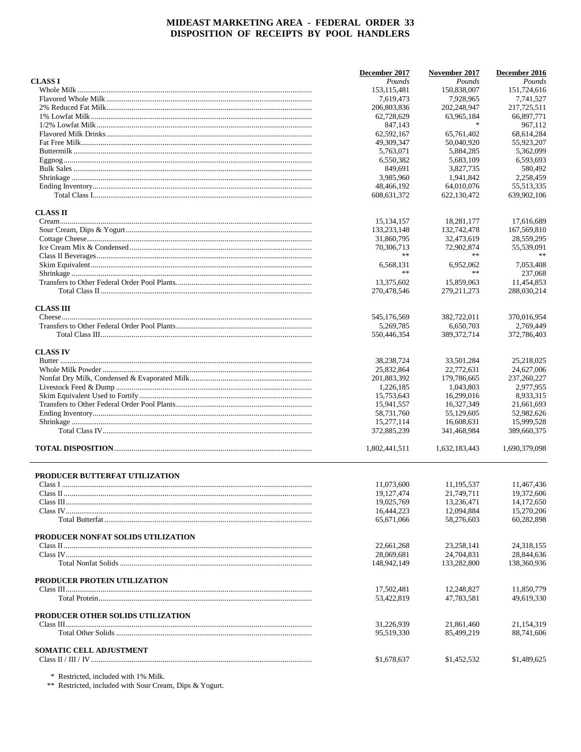# MIDEAST MARKETING AREA - FEDERAL ORDER 33
## DISPOSITION OF RECEIPTS BY POOL HANDLERS

| | December 2017 | November 2017 | December 2016 |
|---|---|---|---|
| **CLASS I** | *Pounds* | *Pounds* | *Pounds* |
| Whole Milk | 153,115,481 | 150,838,007 | 151,724,616 |
| Flavored Whole Milk | 7,619,473 | 7,928,965 | 7,741,527 |
| 2% Reduced Fat Milk | 206,803,836 | 202,248,947 | 217,725,511 |
| 1% Lowfat Milk | 62,728,629 | 63,965,184 | 66,897,771 |
| 1/2% Lowfat Milk | 847,143 | * | 967,112 |
| Flavored Milk Drinks | 62,592,167 | 65,761,402 | 68,614,284 |
| Fat Free Milk | 49,309,347 | 50,040,920 | 55,923,207 |
| Buttermilk | 5,763,071 | 5,884,285 | 5,362,099 |
| Eggnog | 6,550,382 | 5,683,109 | 6,593,693 |
| Bulk Sales | 849,691 | 3,827,735 | 580,492 |
| Shrinkage | 3,985,960 | 1,941,842 | 2,258,459 |
| Ending Inventory | 48,466,192 | 64,010,076 | 55,513,335 |
| Total Class I | 608,631,372 | 622,130,472 | 639,902,106 |
| **CLASS II** | | | |
| Cream | 15,134,157 | 18,281,177 | 17,616,689 |
| Sour Cream, Dips & Yogurt | 133,233,148 | 132,742,478 | 167,569,810 |
| Cottage Cheese | 31,860,795 | 32,473,619 | 28,559,295 |
| Ice Cream Mix & Condensed | 70,306,713 | 72,902,874 | 55,539,091 |
| Class II Beverages | ** | ** | ** |
| Skim Equivalent | 6,568,131 | 6,952,062 | 7,053,408 |
| Shrinkage | ** | ** | 237,068 |
| Transfers to Other Federal Order Pool Plants | 13,375,602 | 15,859,063 | 11,454,853 |
| Total Class II | 270,478,546 | 279,211,273 | 288,030,214 |
| **CLASS III** | | | |
| Cheese | 545,176,569 | 382,722,011 | 370,016,954 |
| Transfers to Other Federal Order Pool Plants | 5,269,785 | 6,650,703 | 2,769,449 |
| Total Class III | 550,446,354 | 389,372,714 | 372,786,403 |
| **CLASS IV** | | | |
| Butter | 38,238,724 | 33,501,284 | 25,218,025 |
| Whole Milk Powder | 25,832,864 | 22,772,631 | 24,627,006 |
| Nonfat Dry Milk, Condensed & Evaporated Milk | 201,883,392 | 179,786,665 | 237,260,227 |
| Livestock Feed & Dump | 1,226,185 | 1,043,803 | 2,977,955 |
| Skim Equivalent Used to Fortify | 15,753,643 | 16,299,016 | 8,933,315 |
| Transfers to Other Federal Order Pool Plants | 15,941,557 | 16,327,349 | 21,661,693 |
| Ending Inventory | 58,731,760 | 55,129,605 | 52,982,626 |
| Shrinkage | 15,277,114 | 16,608,631 | 15,999,528 |
| Total Class IV | 372,885,239 | 341,468,984 | 389,660,375 |
| **TOTAL DISPOSITION** | 1,802,441,511 | 1,632,183,443 | 1,690,379,098 |

| | December 2017 | November 2017 | December 2016 |
|---|---|---|---|
| **PRODUCER BUTTERFAT UTILIZATION** | | | |
| Class I | 11,073,600 | 11,195,537 | 11,467,436 |
| Class II | 19,127,474 | 21,749,711 | 19,372,606 |
| Class III | 19,025,769 | 13,236,471 | 14,172,650 |
| Class IV | 16,444,223 | 12,094,884 | 15,270,206 |
| Total Butterfat | 65,671,066 | 58,276,603 | 60,282,898 |
| **PRODUCER NONFAT SOLIDS UTILIZATION** | | | |
| Class II | 22,661,268 | 23,258,141 | 24,318,155 |
| Class IV | 28,069,681 | 24,704,831 | 28,844,636 |
| Total Nonfat Solids | 148,942,149 | 133,282,800 | 138,360,936 |
| **PRODUCER PROTEIN UTILIZATION** | | | |
| Class III | 17,502,481 | 12,248,827 | 11,850,779 |
| Total Protein | 53,422,819 | 47,783,581 | 49,619,330 |
| **PRODUCER OTHER SOLIDS UTILIZATION** | | | |
| Class III | 31,226,939 | 21,861,460 | 21,154,319 |
| Total Other Solids | 95,519,330 | 85,499,219 | 88,741,606 |
| **SOMATIC CELL ADJUSTMENT** | | | |
| Class II / III / IV | $1,678,637 | $1,452,532 | $1,489,625 |

\* Restricted, included with 1% Milk.

\** Restricted, included with Sour Cream, Dips & Yogurt.